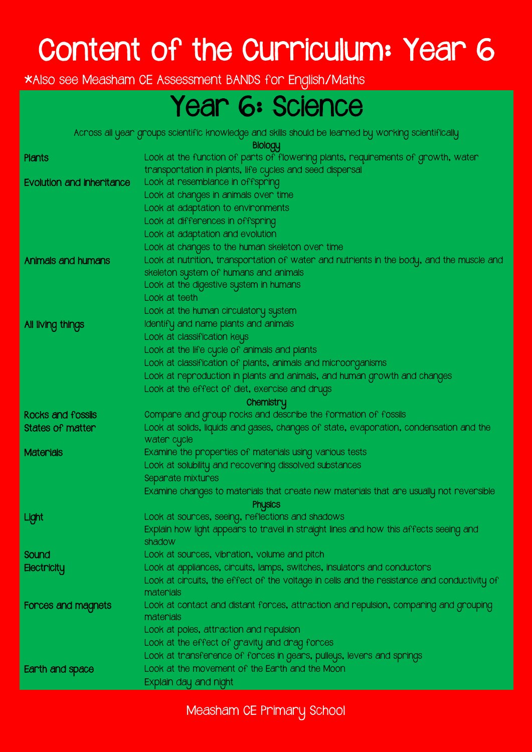# Content of the Curriculum: Year 6

*Also see Measham CE Assessment BANDS for English/Maths

## Year 6: Science

Across all year groups scientific knowledge and skills should be learned by working scientifically

| | |
|---|---|
| | **Biology** |
| **Plants** | Look at the function of parts of flowering plants, requirements of growth, water transportation in plants, life cycles and seed dispersal |
| **Evolution and inheritance** | Look at resemblance in offspring |
| | Look at changes in animals over time |
| | Look at adaptation to environments |
| | Look at differences in offspring |
| | Look at adaptation and evolution |
| | Look at changes to the human skeleton over time |
| **Animals and humans** | Look at nutrition, transportation of water and nutrients in the body, and the muscle and skeleton system of humans and animals |
| | Look at the digestive system in humans |
| | Look at teeth |
| | Look at the human circulatory system |
| **All living things** | Identify and name plants and animals |
| | Look at classification keys |
| | Look at the life cycle of animals and plants |
| | Look at classification of plants, animals and microorganisms |
| | Look at reproduction in plants and animals, and human growth and changes |
| | Look at the effect of diet, exercise and drugs |
| | **Chemistry** |
| **Rocks and fossils** | Compare and group rocks and describe the formation of fossils |
| **States of matter** | Look at solids, liquids and gases, changes of state, evaporation, condensation and the water cycle |
| **Materials** | Examine the properties of materials using various tests |
| | Look at solubility and recovering dissolved substances |
| | Separate mixtures |
| | Examine changes to materials that create new materials that are usually not reversible |
| | **Physics** |
| **Light** | Look at sources, seeing, reflections and shadows |
| | Explain how light appears to travel in straight lines and how this affects seeing and shadow |
| **Sound** | Look at sources, vibration, volume and pitch |
| **Electricity** | Look at appliances, circuits, lamps, switches, insulators and conductors |
| | Look at circuits, the effect of the voltage in cells and the resistance and conductivity of materials |
| **Forces and magnets** | Look at contact and distant forces, attraction and repulsion, comparing and grouping materials |
| | Look at poles, attraction and repulsion |
| | Look at the effect of gravity and drag forces |
| | Look at transference of forces in gears, pulleys, levers and springs |
| **Earth and space** | Look at the movement of the Earth and the Moon |
| | Explain day and night |

Measham CE Primary School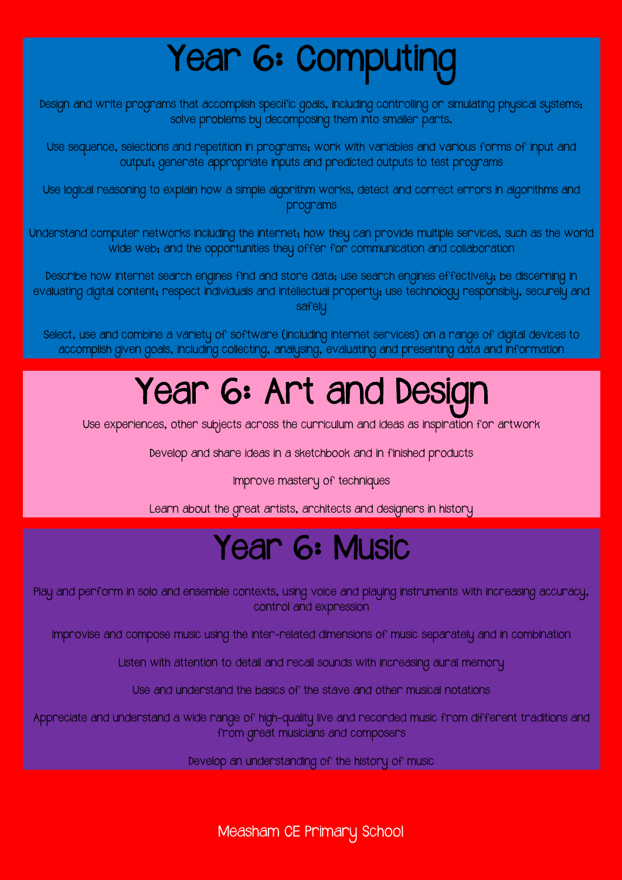# Year 6: Computing

Design and write programs that accomplish specific goals, including controlling or simulating physical systems; solve problems by decomposing them into smaller parts.

Use sequence, selections and repetition in programs; work with variables and various forms of input and output; generate appropriate inputs and predicted outputs to test programs

Use logical reasoning to explain how a simple algorithm works, detect and correct errors in algorithms and programs

Understand computer networks including the internet; how they can provide multiple services, such as the world wide web; and the opportunities they offer for communication and collaboration

Describe how internet search engines find and store data; use search engines effectively; be discerning in evaluating digital content; respect individuals and intellectual property; use technology responsibly, securely and safely

Select, use and combine a variety of software (including internet services) on a range of digital devices to accomplish given goals, including collecting, analysing, evaluating and presenting data and information

# Year 6: Art and Design

Use experiences, other subjects across the curriculum and ideas as inspiration for artwork

Develop and share ideas in a sketchbook and in finished products

Improve mastery of techniques

Learn about the great artists, architects and designers in history

# Year 6: Music

Play and perform in solo and ensemble contexts, using voice and playing instruments with increasing accuracy, control and expression

Improvise and compose music using the inter-related dimensions of music separately and in combination

Listen with attention to detail and recall sounds with increasing aural memory

Use and understand the basics of the stave and other musical notations

Appreciate and understand a wide range of high-quality live and recorded music from different traditions and from great musicians and composers

Develop an understanding of the history of music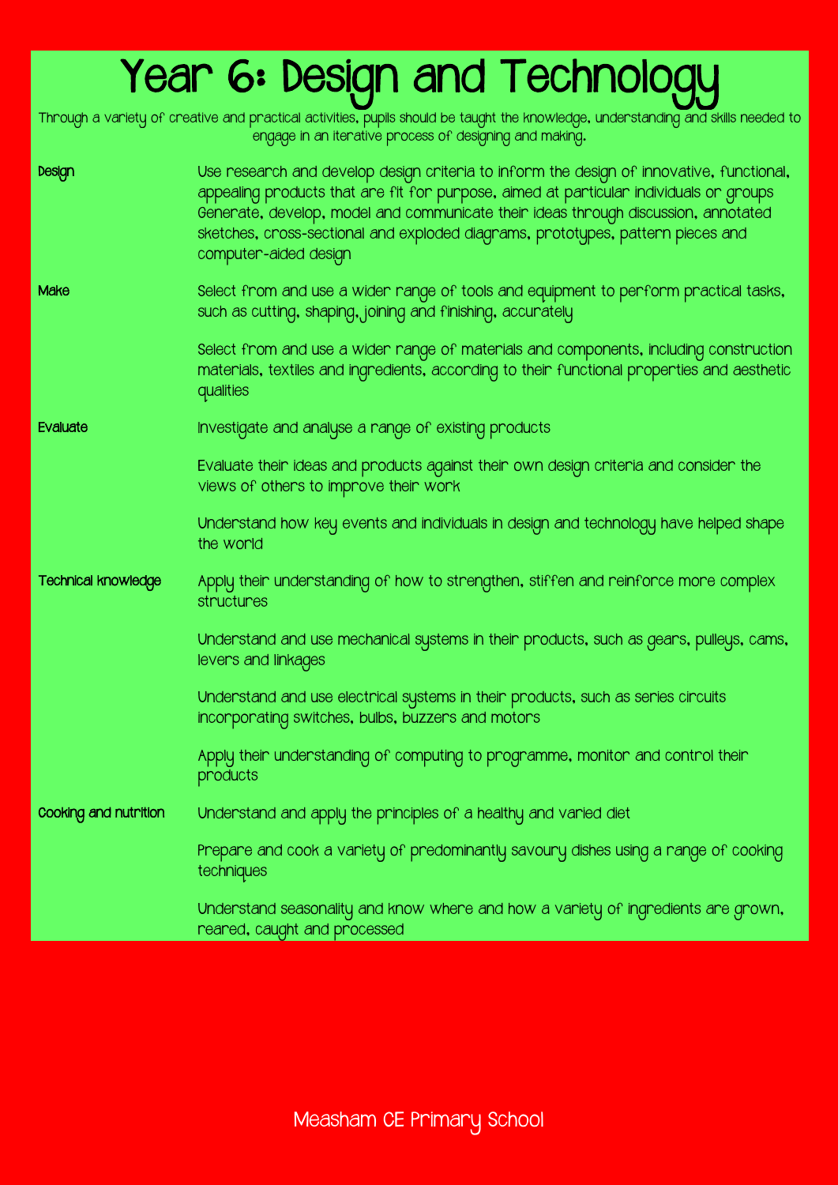# Year 6: Design and Technology

Through a variety of creative and practical activities, pupils should be taught the knowledge, understanding and skills needed to engage in an iterative process of designing and making.

| | |
|---|---|
| **Design** | Use research and develop design criteria to inform the design of innovative, functional, appealing products that are fit for purpose, aimed at particular individuals or groups<br>Generate, develop, model and communicate their ideas through discussion, annotated sketches, cross-sectional and exploded diagrams, prototypes, pattern pieces and computer-aided design |
| **Make** | Select from and use a wider range of tools and equipment to perform practical tasks, such as cutting, shaping, joining and finishing, accurately |
| | Select from and use a wider range of materials and components, including construction materials, textiles and ingredients, according to their functional properties and aesthetic qualities |
| **Evaluate** | Investigate and analyse a range of existing products |
| | Evaluate their ideas and products against their own design criteria and consider the views of others to improve their work |
| | Understand how key events and individuals in design and technology have helped shape the world |
| **Technical knowledge** | Apply their understanding of how to strengthen, stiffen and reinforce more complex structures |
| | Understand and use mechanical systems in their products, such as gears, pulleys, cams, levers and linkages |
| | Understand and use electrical systems in their products, such as series circuits incorporating switches, bulbs, buzzers and motors |
| | Apply their understanding of computing to programme, monitor and control their products |
| **Cooking and nutrition** | Understand and apply the principles of a healthy and varied diet |
| | Prepare and cook a variety of predominantly savoury dishes using a range of cooking techniques |
| | Understand seasonality and know where and how a variety of ingredients are grown, reared, caught and processed |

Measham CE Primary School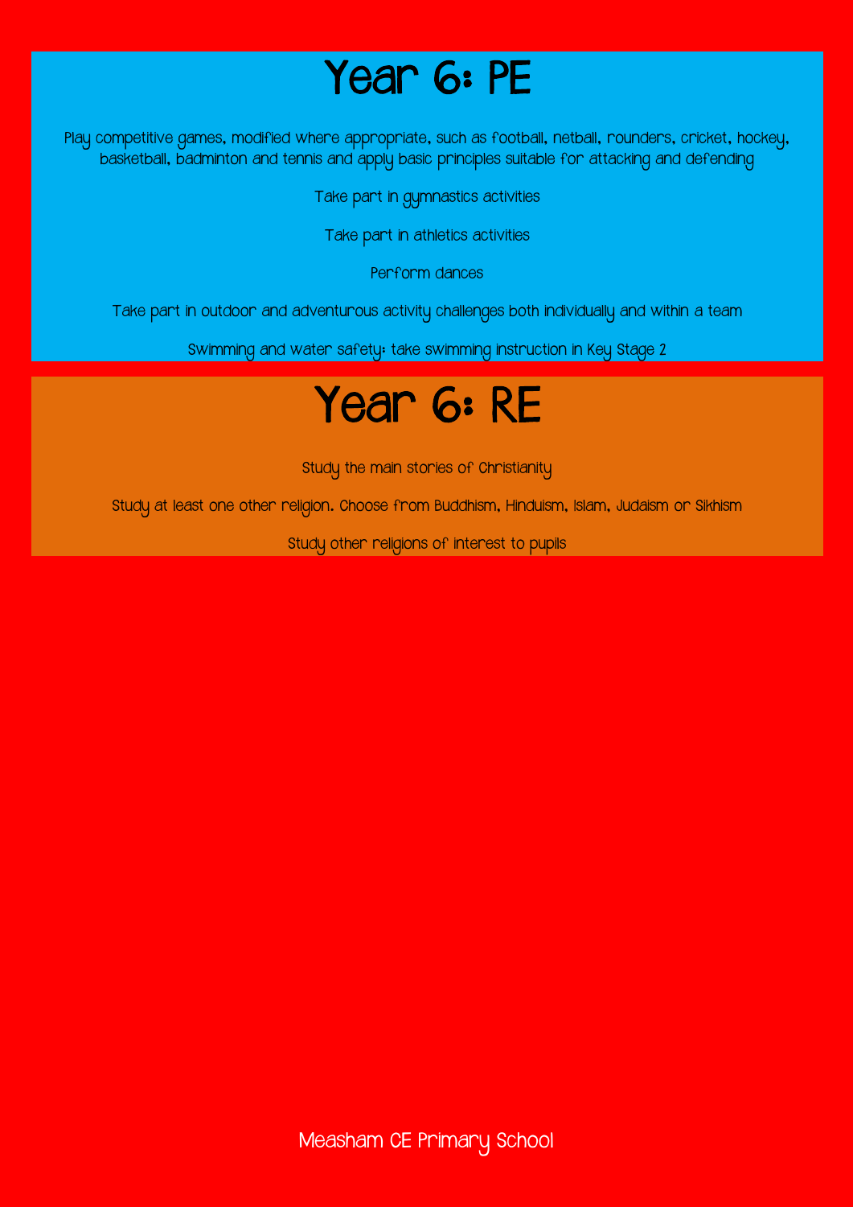# Year 6: PE

Play competitive games, modified where appropriate, such as football, netball, rounders, cricket, hockey, basketball, badminton and tennis and apply basic principles suitable for attacking and defending

Take part in gymnastics activities

Take part in athletics activities

Perform dances

Take part in outdoor and adventurous activity challenges both individually and within a team

Swimming and water safety: take swimming instruction in Key Stage 2

# Year 6: RE

Study the main stories of Christianity

Study at least one other religion. Choose from Buddhism, Hinduism, Islam, Judaism or Sikhism

Study other religions of interest to pupils